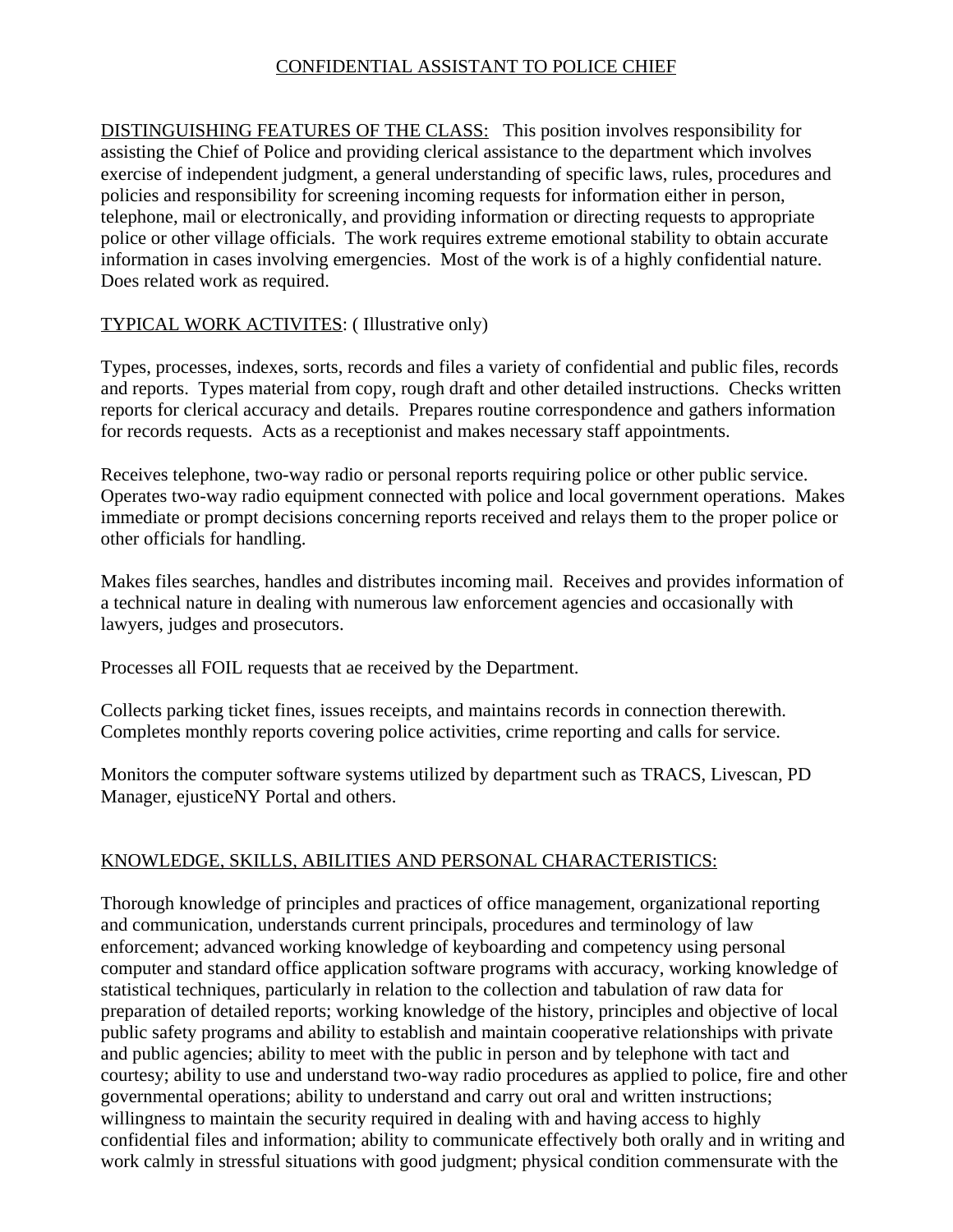# CONFIDENTIAL ASSISTANT TO POLICE CHIEF

DISTINGUISHING FEATURES OF THE CLASS: This position involves responsibility for assisting the Chief of Police and providing clerical assistance to the department which involves exercise of independent judgment, a general understanding of specific laws, rules, procedures and policies and responsibility for screening incoming requests for information either in person, telephone, mail or electronically, and providing information or directing requests to appropriate police or other village officials. The work requires extreme emotional stability to obtain accurate information in cases involving emergencies. Most of the work is of a highly confidential nature. Does related work as required.

TYPICAL WORK ACTIVITES: ( Illustrative only)

Types, processes, indexes, sorts, records and files a variety of confidential and public files, records and reports. Types material from copy, rough draft and other detailed instructions. Checks written reports for clerical accuracy and details. Prepares routine correspondence and gathers information for records requests. Acts as a receptionist and makes necessary staff appointments.

Receives telephone, two-way radio or personal reports requiring police or other public service. Operates two-way radio equipment connected with police and local government operations. Makes immediate or prompt decisions concerning reports received and relays them to the proper police or other officials for handling.

Makes files searches, handles and distributes incoming mail. Receives and provides information of a technical nature in dealing with numerous law enforcement agencies and occasionally with lawyers, judges and prosecutors.

Processes all FOIL requests that ae received by the Department.

Collects parking ticket fines, issues receipts, and maintains records in connection therewith. Completes monthly reports covering police activities, crime reporting and calls for service.

Monitors the computer software systems utilized by department such as TRACS, Livescan, PD Manager, ejusticeNY Portal and others.

KNOWLEDGE, SKILLS, ABILITIES AND PERSONAL CHARACTERISTICS:

Thorough knowledge of principles and practices of office management, organizational reporting and communication, understands current principals, procedures and terminology of law enforcement; advanced working knowledge of keyboarding and competency using personal computer and standard office application software programs with accuracy, working knowledge of statistical techniques, particularly in relation to the collection and tabulation of raw data for preparation of detailed reports; working knowledge of the history, principles and objective of local public safety programs and ability to establish and maintain cooperative relationships with private and public agencies; ability to meet with the public in person and by telephone with tact and courtesy; ability to use and understand two-way radio procedures as applied to police, fire and other governmental operations; ability to understand and carry out oral and written instructions; willingness to maintain the security required in dealing with and having access to highly confidential files and information; ability to communicate effectively both orally and in writing and work calmly in stressful situations with good judgment; physical condition commensurate with the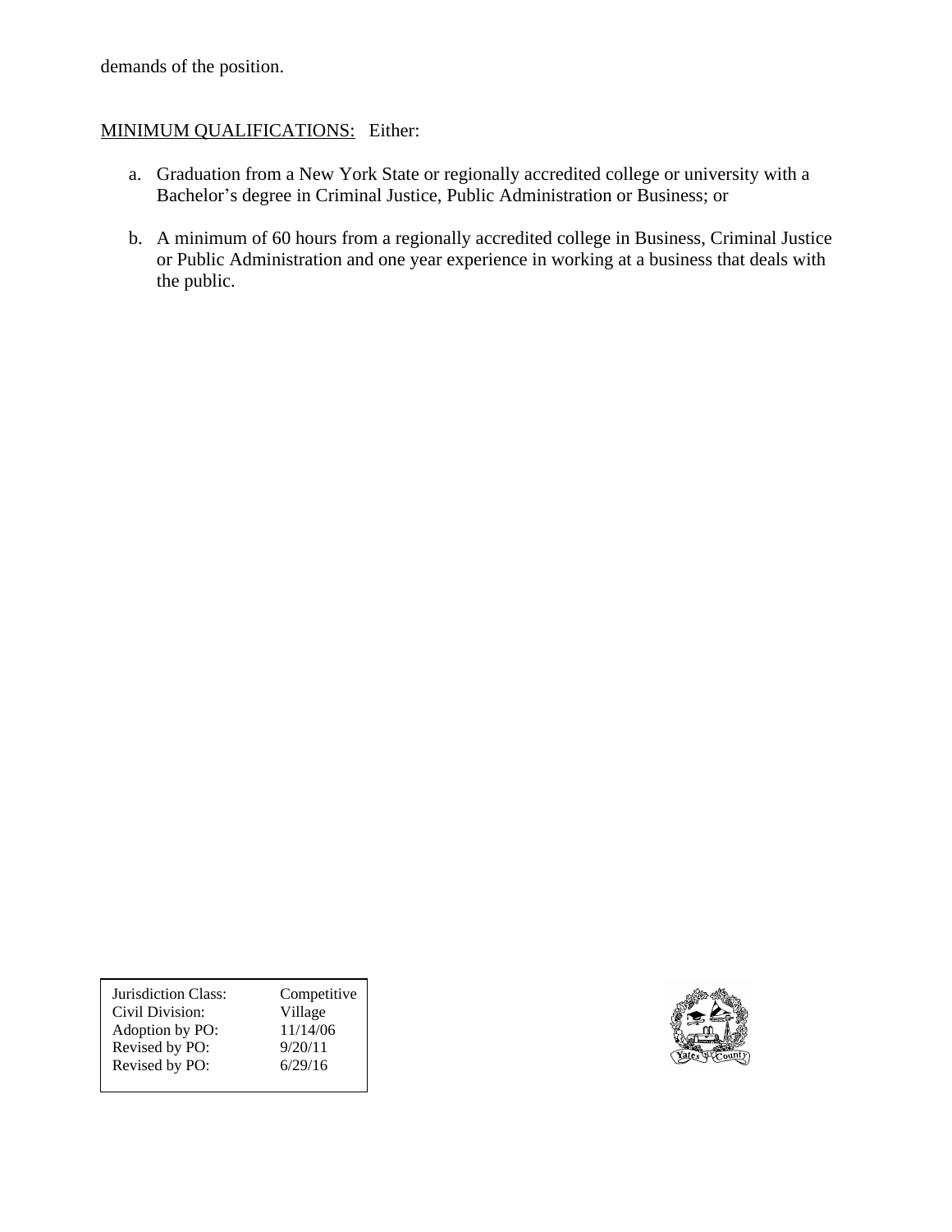demands of the position.

MINIMUM QUALIFICATIONS: Either:

a. Graduation from a New York State or regionally accredited college or university with a Bachelor's degree in Criminal Justice, Public Administration or Business; or

b. A minimum of 60 hours from a regionally accredited college in Business, Criminal Justice or Public Administration and one year experience in working at a business that deals with the public.

| | |
|---|---|
| Jurisdiction Class: | Competitive |
| Civil Division: | Village |
| Adoption by PO: | 11/14/06 |
| Revised by PO: | 9/20/11 |
| Revised by PO: | 6/29/16 |